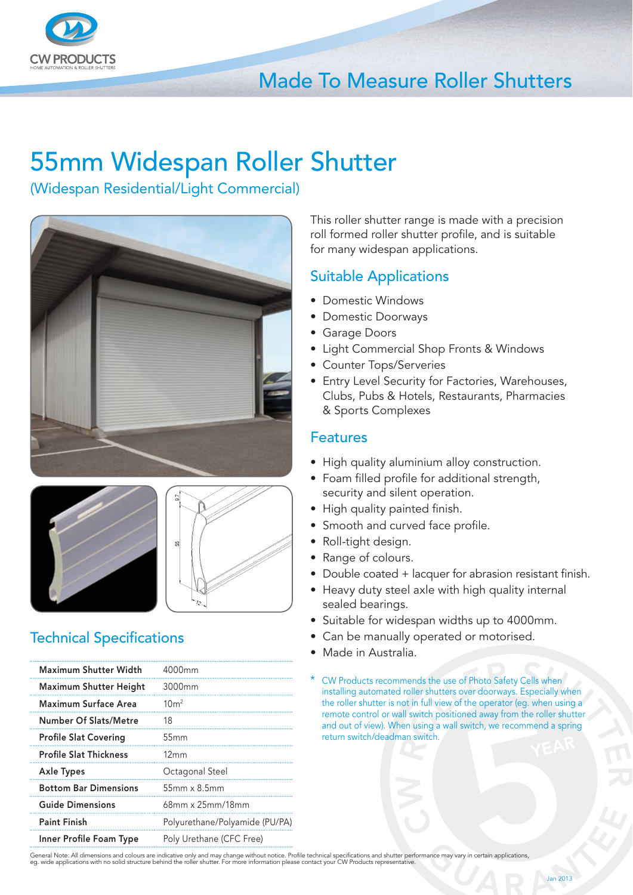# Made To Measure Roller Shutters

# 55mm Widespan Roller Shutter

## (Widespan Residential/Light Commercial)

This roller shutter range is made with a precision roll formed roller shutter profile, and is suitable for many widespan applications.

## Suitable Applications

- Domestic Windows
- Domestic Doorways
- Garage Doors
- Light Commercial Shop Fronts & Windows
- Counter Tops/Serveries
- Entry Level Security for Factories, Warehouses, Clubs, Pubs & Hotels, Restaurants, Pharmacies & Sports Complexes

## Features

- High quality aluminium alloy construction.
- Foam filled profile for additional strength, security and silent operation.
- High quality painted finish.
- Smooth and curved face profile.
- Roll-tight design.
- Range of colours.
- Double coated + lacquer for abrasion resistant finish.
- Heavy duty steel axle with high quality internal sealed bearings.
- Suitable for widespan widths up to 4000mm.
- Can be manually operated or motorised.
- Made in Australia.

* CW Products recommends the use of Photo Safety Cells when installing automated roller shutters over doorways. Especially when the roller shutter is not in full view of the operator (eg. when using a remote control or wall switch positioned away from the roller shutter and out of view). When using a wall switch, we recommend a spring return switch/deadman switch.

## Technical Specifications

| | |
|---|---|
| Maximum Shutter Width | 4000mm |
| Maximum Shutter Height | 3000mm |
| Maximum Surface Area | 10m$^2$ |
| Number Of Slats/Metre | 18 |
| Profile Slat Covering | 55mm |
| Profile Slat Thickness | 12mm |
| Axle Types | Octagonal Steel |
| Bottom Bar Dimensions | 55mm x 8.5mm |
| Guide Dimensions | 68mm x 25mm/18mm |
| Paint Finish | Polyurethane/Polyamide (PU/PA) |
| Inner Profile Foam Type | Poly Urethane (CFC Free) |

General Note: All dimensions and colours are indicative only and may change without notice. Profile technical specifications and shutter performance may vary in certain applications, eg. wide applications with no solid structure behind the roller shutter. For more information please contact your CW Products representative.

Jan 2013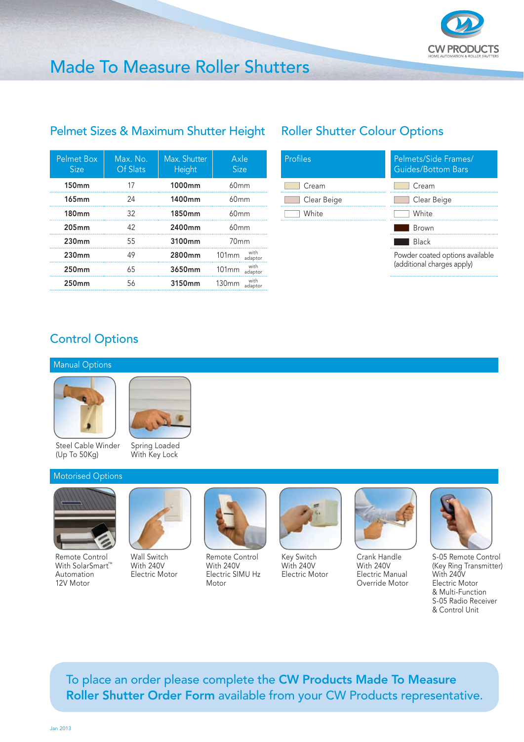# Made To Measure Roller Shutters

## Pelmet Sizes & Maximum Shutter Height

| Pelmet Box Size | Max. No. Of Slats | Max. Shutter Height | Axle Size |
|---|---|---|---|
| **150mm** | 17 | **1000mm** | 60mm |
| **165mm** | 24 | **1400mm** | 60mm |
| **180mm** | 32 | **1850mm** | 60mm |
| **205mm** | 42 | **2400mm** | 60mm |
| **230mm** | 55 | **3100mm** | 70mm |
| **230mm** | 49 | **2800mm** | 101mm with adaptor |
| **250mm** | 65 | **3650mm** | 101mm with adaptor |
| **250mm** | 56 | **3150mm** | 130mm with adaptor |

## Roller Shutter Colour Options

| Profiles | Pelmets/Side Frames/ Guides/Bottom Bars |
|---|---|
| Cream | Cream |
| Clear Beige | Clear Beige |
| White | White |
| | Brown |
| | Black |
| | Powder coated options available (additional charges apply) |

## Control Options

### Manual Options

- Steel Cable Winder (Up To 50Kg)
- Spring Loaded With Key Lock

### Motorised Options

- Remote Control With SolarSmart™ Automation 12V Motor
- Wall Switch With 240V Electric Motor
- Remote Control With 240V Electric SIMU Hz Motor
- Key Switch With 240V Electric Motor
- Crank Handle With 240V Electric Manual Override Motor
- S-05 Remote Control (Key Ring Transmitter) With 240V Electric Motor & Multi-Function S-05 Radio Receiver & Control Unit

To place an order please complete the **CW Products Made To Measure Roller Shutter Order Form** available from your CW Products representative.

Jan 2013